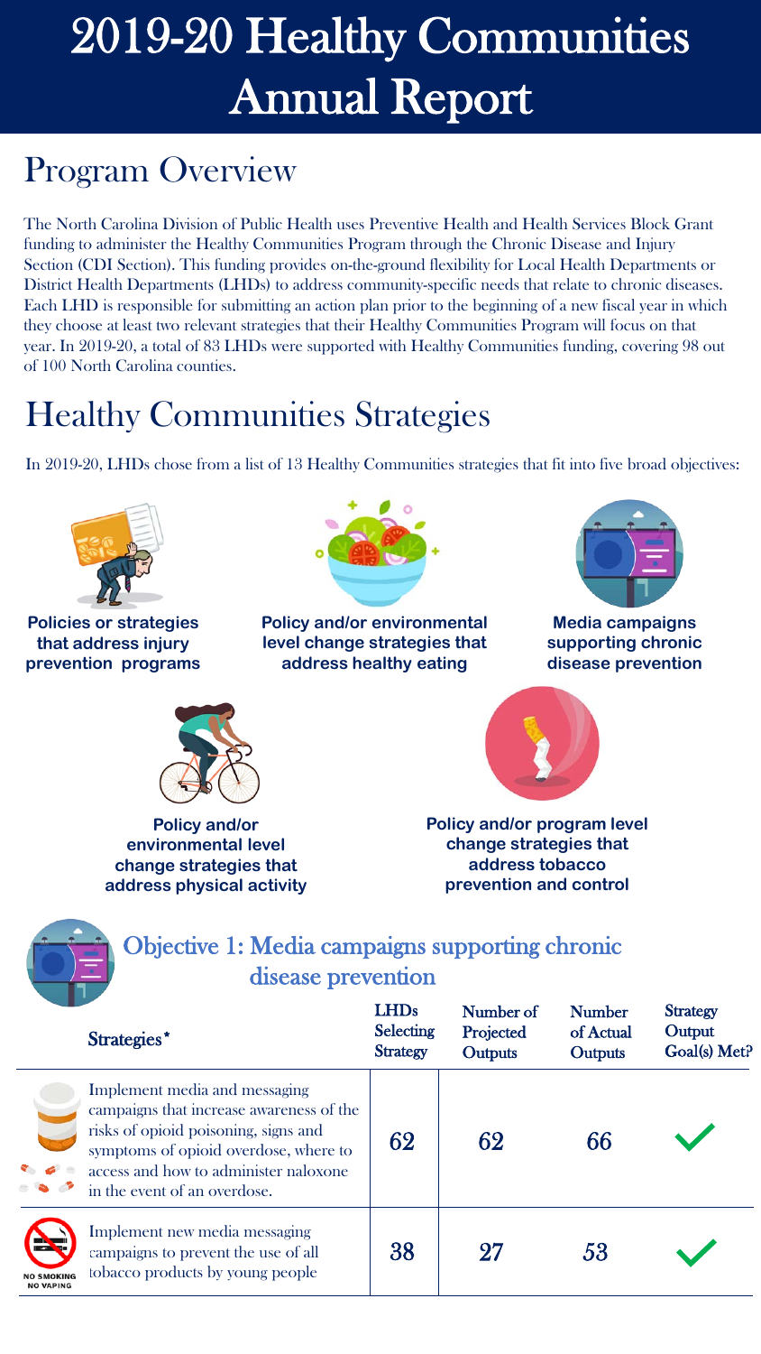# 2019-20 Healthy Communities Annual Report

## Program Overview

The North Carolina Division of Public Health uses Preventive Health and Health Services Block Grant funding to administer the Healthy Communities Program through the Chronic Disease and Injury Section (CDI Section). This funding provides on-the-ground flexibility for Local Health Departments or District Health Departments (LHDs) to address community-specific needs that relate to chronic diseases. Each LHD is responsible for submitting an action plan prior to the beginning of a new fiscal year in which they choose at least two relevant strategies that their Healthy Communities Program will focus on that year. In 2019-20, a total of 83 LHDs were supported with Healthy Communities funding, covering 98 out of 100 North Carolina counties.

## Healthy Communities Strategies

In 2019-20, LHDs chose from a list of 13 Healthy Communities strategies that fit into five broad objectives:

- **Policies or strategies that address injury prevention programs**
- **Policy and/or environmental level change strategies that address healthy eating**
- **Media campaigns supporting chronic disease prevention**
- **Policy and/or environmental level change strategies that address physical activity**
- **Policy and/or program level change strategies that address tobacco prevention and control**

### Objective 1: Media campaigns supporting chronic disease prevention

| Strategies* | LHDs Selecting Strategy | Number of Projected Outputs | Number of Actual Outputs | Strategy Output Goal(s) Met? |
| --- | --- | --- | --- | --- |
| Implement media and messaging campaigns that increase awareness of the risks of opioid poisoning, signs and symptoms of opioid overdose, where to access and how to administer naloxone in the event of an overdose. | 62 | 62 | 66 | ✓ |
| Implement new media messaging campaigns to prevent the use of all tobacco products by young people | 38 | 27 | 53 | ✓ |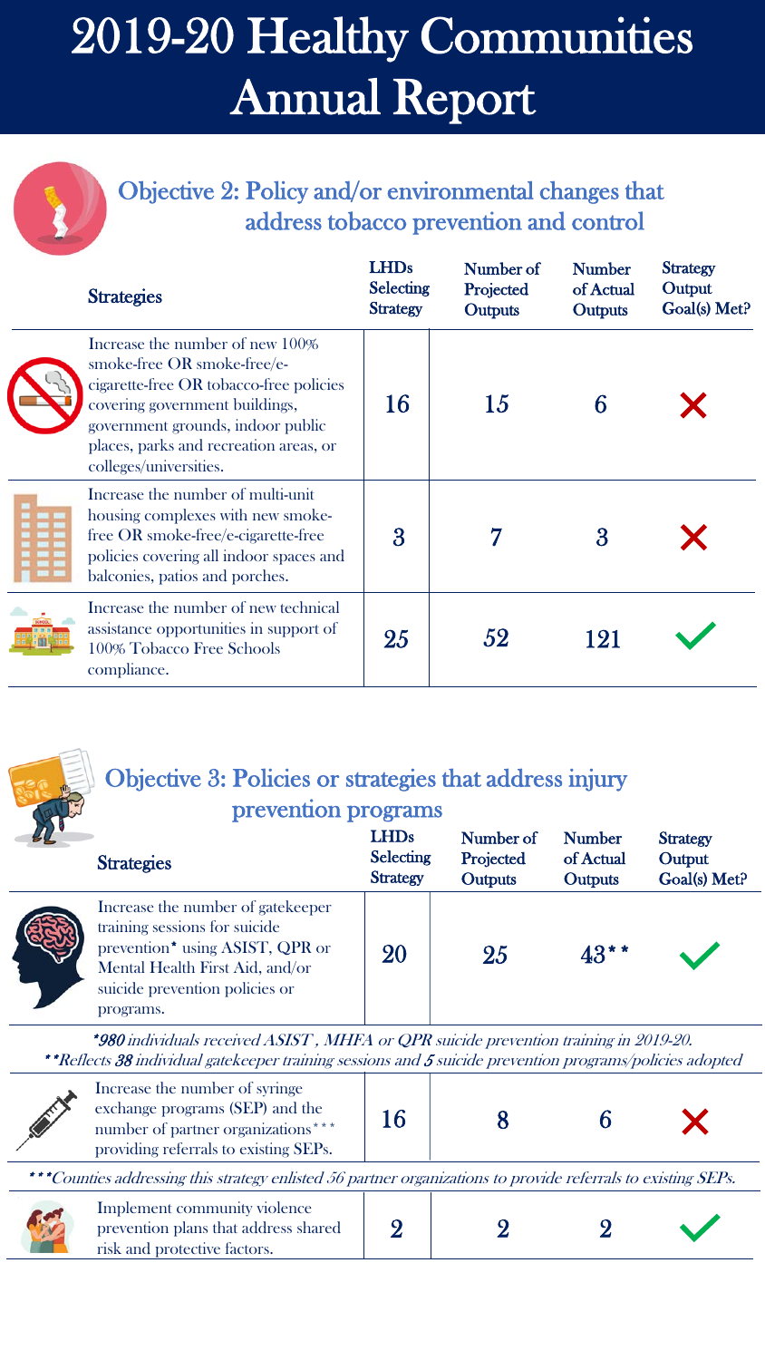# 2019-20 Healthy Communities Annual Report

## Objective 2: Policy and/or environmental changes that address tobacco prevention and control

| Strategies | LHDs Selecting Strategy | Number of Projected Outputs | Number of Actual Outputs | Strategy Output Goal(s) Met? |
|---|---|---|---|---|
| Increase the number of new 100% smoke-free OR smoke-free/e-cigarette-free OR tobacco-free policies covering government buildings, government grounds, indoor public places, parks and recreation areas, or colleges/universities. | 16 | 15 | 6 | ✗ |
| Increase the number of multi-unit housing complexes with new smoke-free OR smoke-free/e-cigarette-free policies covering all indoor spaces and balconies, patios and porches. | 3 | 7 | 3 | ✗ |
| Increase the number of new technical assistance opportunities in support of 100% Tobacco Free Schools compliance. | 25 | 52 | 121 | ✓ |

## Objective 3: Policies or strategies that address injury prevention programs

| Strategies | LHDs Selecting Strategy | Number of Projected Outputs | Number of Actual Outputs | Strategy Output Goal(s) Met? |
|---|---|---|---|---|
| Increase the number of gatekeeper training sessions for suicide prevention* using ASIST, QPR or Mental Health First Aid, and/or suicide prevention policies or programs. | 20 | 25 | 43** | ✓ |

*\*980 individuals received ASIST , MHFA or QPR suicide prevention training in 2019-20.*
*\*\*Reflects 38 individual gatekeeper training sessions and 5 suicide prevention programs/policies adopted*

| Strategies | LHDs Selecting Strategy | Number of Projected Outputs | Number of Actual Outputs | Strategy Output Goal(s) Met? |
|---|---|---|---|---|
| Increase the number of syringe exchange programs (SEP) and the number of partner organizations*** providing referrals to existing SEPs. | 16 | 8 | 6 | ✗ |

*\*\*\*Counties addressing this strategy enlisted 56 partner organizations to provide referrals to existing SEPs.*

| Strategies | LHDs Selecting Strategy | Number of Projected Outputs | Number of Actual Outputs | Strategy Output Goal(s) Met? |
|---|---|---|---|---|
| Implement community violence prevention plans that address shared risk and protective factors. | 2 | 2 | 2 | ✓ |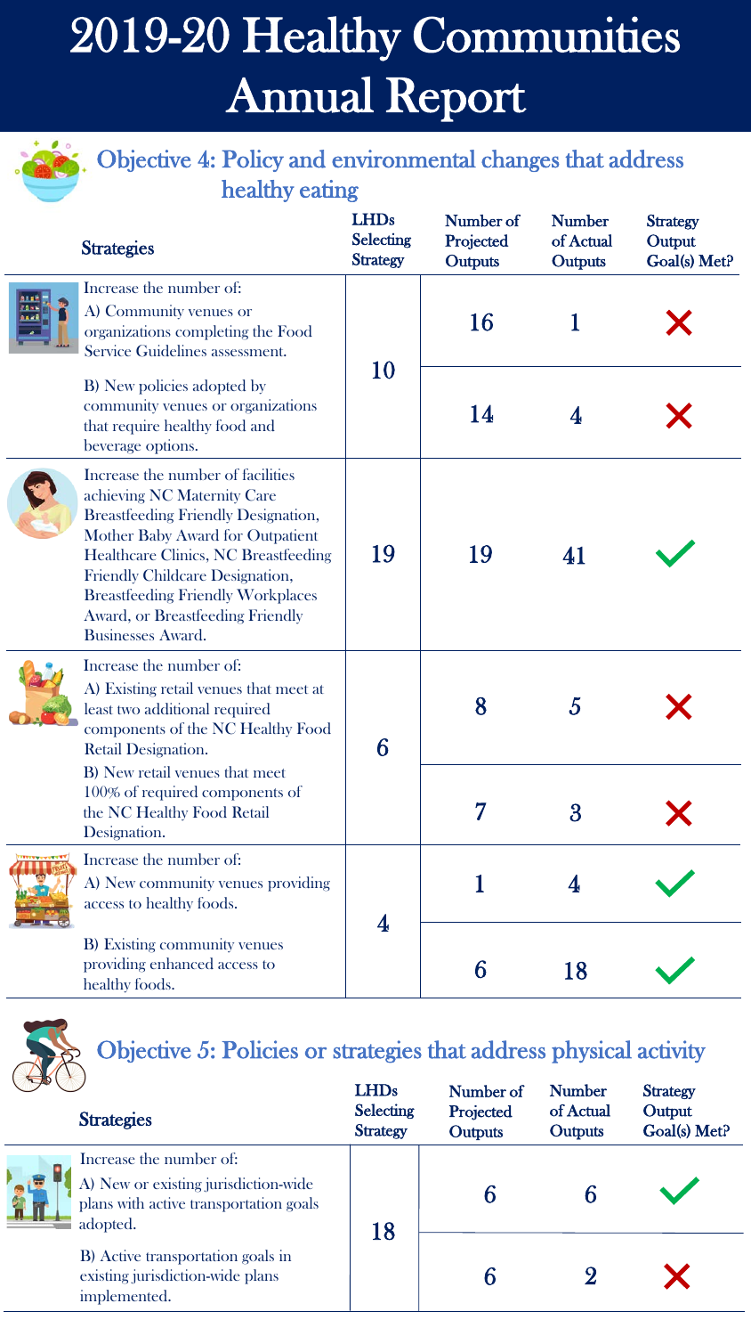# 2019-20 Healthy Communities Annual Report

## Objective 4: Policy and environmental changes that address healthy eating

| Strategies | LHDs Selecting Strategy | Number of Projected Outputs | Number of Actual Outputs | Strategy Output Goal(s) Met? |
|---|---|---|---|---|
| Increase the number of: A) Community venues or organizations completing the Food Service Guidelines assessment. | 10 | 16 | 1 | ✗ |
| B) New policies adopted by community venues or organizations that require healthy food and beverage options. | | 14 | 4 | ✗ |
| Increase the number of facilities achieving NC Maternity Care Breastfeeding Friendly Designation, Mother Baby Award for Outpatient Healthcare Clinics, NC Breastfeeding Friendly Childcare Designation, Breastfeeding Friendly Workplaces Award, or Breastfeeding Friendly Businesses Award. | 19 | 19 | 41 | ✓ |
| Increase the number of: A) Existing retail venues that meet at least two additional required components of the NC Healthy Food Retail Designation. | 6 | 8 | 5 | ✗ |
| B) New retail venues that meet 100% of required components of the NC Healthy Food Retail Designation. | | 7 | 3 | ✗ |
| Increase the number of: A) New community venues providing access to healthy foods. | 4 | 1 | 4 | ✓ |
| B) Existing community venues providing enhanced access to healthy foods. | | 6 | 18 | ✓ |

## Objective 5: Policies or strategies that address physical activity

| Strategies | LHDs Selecting Strategy | Number of Projected Outputs | Number of Actual Outputs | Strategy Output Goal(s) Met? |
|---|---|---|---|---|
| Increase the number of: A) New or existing jurisdiction-wide plans with active transportation goals adopted. | 18 | 6 | 6 | ✓ |
| B) Active transportation goals in existing jurisdiction-wide plans implemented. | | 6 | 2 | ✗ |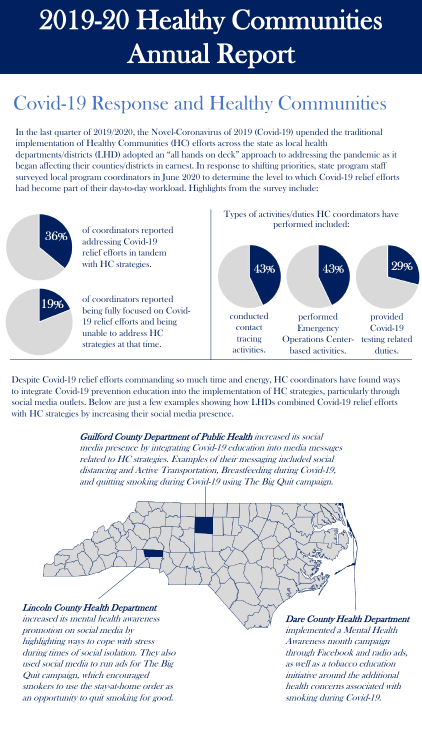# 2019-20 Healthy Communities Annual Report

## Covid-19 Response and Healthy Communities

In the last quarter of 2019/2020, the Novel-Coronavirus of 2019 (Covid-19) upended the traditional implementation of Healthy Communities (HC) efforts across the state as local health departments/districts (LHD) adopted an "all hands on deck" approach to addressing the pandemic as it began affecting their counties/districts in earnest. In response to shifting priorities, state program staff surveyed local program coordinators in June 2020 to determine the level to which Covid-19 relief efforts had become part of their day-to-day workload. Highlights from the survey include:

**36%** of coordinators reported addressing Covid-19 relief efforts in tandem with HC strategies.

**19%** of coordinators reported being fully focused on Covid-19 relief efforts and being unable to address HC strategies at that time.

Types of activities/duties HC coordinators have performed included:

- **43%** conducted contact tracing activities.
- **43%** performed Emergency Operations Center-based activities.
- **29%** provided Covid-19 testing related duties.

Despite Covid-19 relief efforts commanding so much time and energy, HC coordinators have found ways to integrate Covid-19 prevention education into the implementation of HC strategies, particularly through social media outlets. Below are just a few examples showing how LHDs combined Covid-19 relief efforts with HC strategies by increasing their social media presence.

*__Guilford County Department of Public Health__ increased its social media presence by integrating Covid-19 education into media messages related to HC strategies. Examples of their messaging included social distancing and Active Transportation, Breastfeeding during Covid-19, and quitting smoking during Covid-19 using The Big Quit campaign.*

*__Lincoln County Health Department__ increased its mental health awareness promotion on social media by highlighting ways to cope with stress during times of social isolation. They also used social media to run ads for The Big Quit campaign, which encouraged smokers to use the stay-at-home order as an opportunity to quit smoking for good.*

*__Dare County Health Department__ implemented a Mental Health Awareness month campaign through Facebook and radio ads, as well as a tobacco education initiative around the additional health concerns associated with smoking during Covid-19.*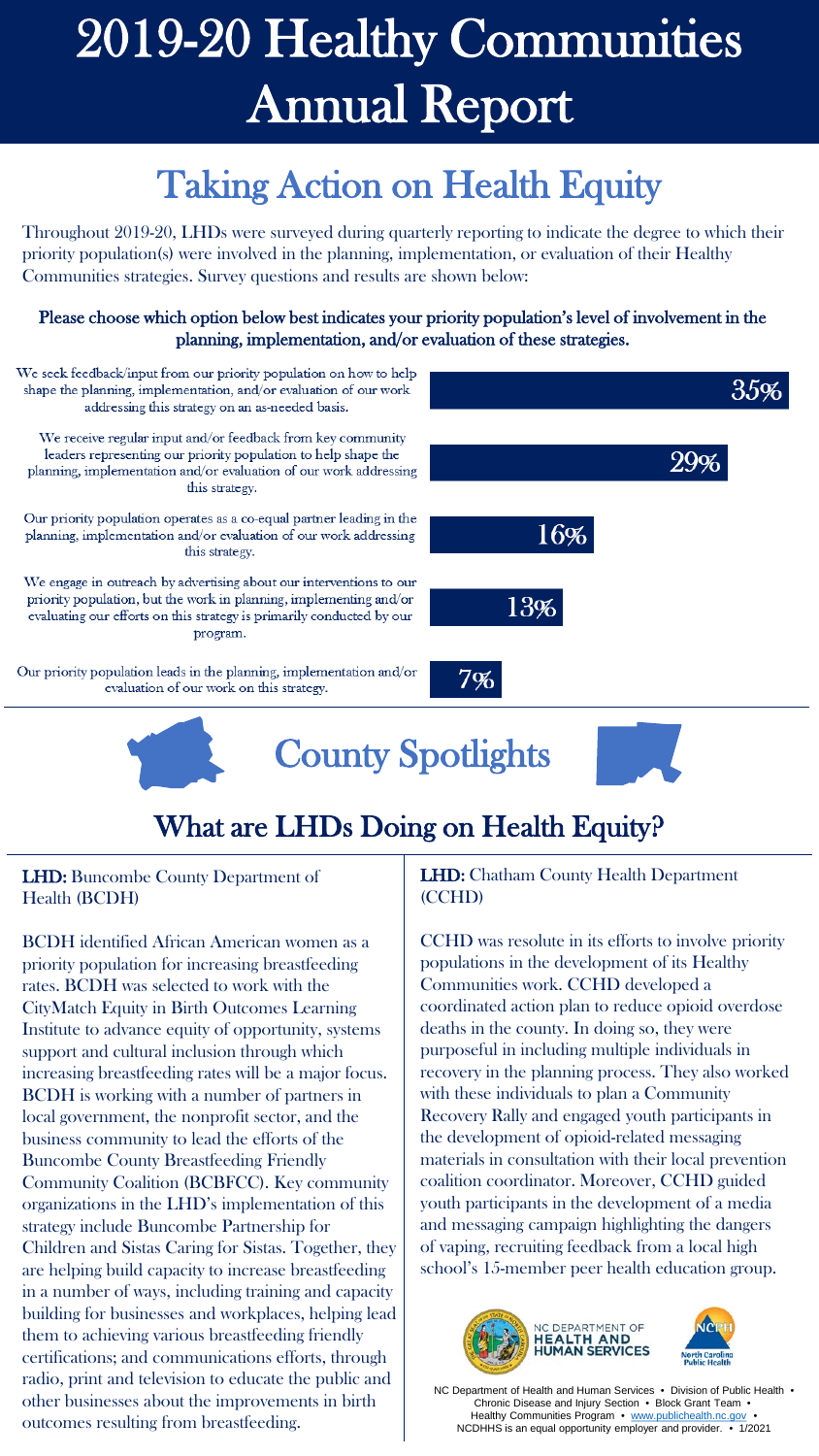# 2019-20 Healthy Communities Annual Report

## Taking Action on Health Equity

Throughout 2019-20, LHDs were surveyed during quarterly reporting to indicate the degree to which their priority population(s) were involved in the planning, implementation, or evaluation of their Healthy Communities strategies. Survey questions and results are shown below:

**Please choose which option below best indicates your priority population's level of involvement in the planning, implementation, and/or evaluation of these strategies.**

We seek feedback/input from our priority population on how to help shape the planning, implementation, and/or evaluation of our work addressing this strategy on an as-needed basis.

35%

We receive regular input and/or feedback from key community leaders representing our priority population to help shape the planning, implementation and/or evaluation of our work addressing this strategy.

29%

Our priority population operates as a co-equal partner leading in the planning, implementation and/or evaluation of our work addressing this strategy.

16%

We engage in outreach by advertising about our interventions to our priority population, but the work in planning, implementing and/or evaluating our efforts on this strategy is primarily conducted by our program.

13%

Our priority population leads in the planning, implementation and/or evaluation of our work on this strategy.

7%

## County Spotlights

## What are LHDs Doing on Health Equity?

**LHD:** Buncombe County Department of Health (BCDH)

BCDH identified African American women as a priority population for increasing breastfeeding rates. BCDH was selected to work with the CityMatch Equity in Birth Outcomes Learning Institute to advance equity of opportunity, systems support and cultural inclusion through which increasing breastfeeding rates will be a major focus. BCDH is working with a number of partners in local government, the nonprofit sector, and the business community to lead the efforts of the Buncombe County Breastfeeding Friendly Community Coalition (BCBFCC). Key community organizations in the LHD's implementation of this strategy include Buncombe Partnership for Children and Sistas Caring for Sistas. Together, they are helping build capacity to increase breastfeeding in a number of ways, including training and capacity building for businesses and workplaces, helping lead them to achieving various breastfeeding friendly certifications; and communications efforts, through radio, print and television to educate the public and other businesses about the improvements in birth outcomes resulting from breastfeeding.

**LHD:** Chatham County Health Department (CCHD)

CCHD was resolute in its efforts to involve priority populations in the development of its Healthy Communities work. CCHD developed a coordinated action plan to reduce opioid overdose deaths in the county. In doing so, they were purposeful in including multiple individuals in recovery in the planning process. They also worked with these individuals to plan a Community Recovery Rally and engaged youth participants in the development of opioid-related messaging materials in consultation with their local prevention coalition coordinator. Moreover, CCHD guided youth participants in the development of a media and messaging campaign highlighting the dangers of vaping, recruiting feedback from a local high school's 15-member peer health education group.

NC DEPARTMENT OF HEALTH AND HUMAN SERVICES

NCPH North Carolina Public Health

NC Department of Health and Human Services • Division of Public Health • Chronic Disease and Injury Section • Block Grant Team • Healthy Communities Program • www.publichealth.nc.gov • NCDHHS is an equal opportunity employer and provider. • 1/2021